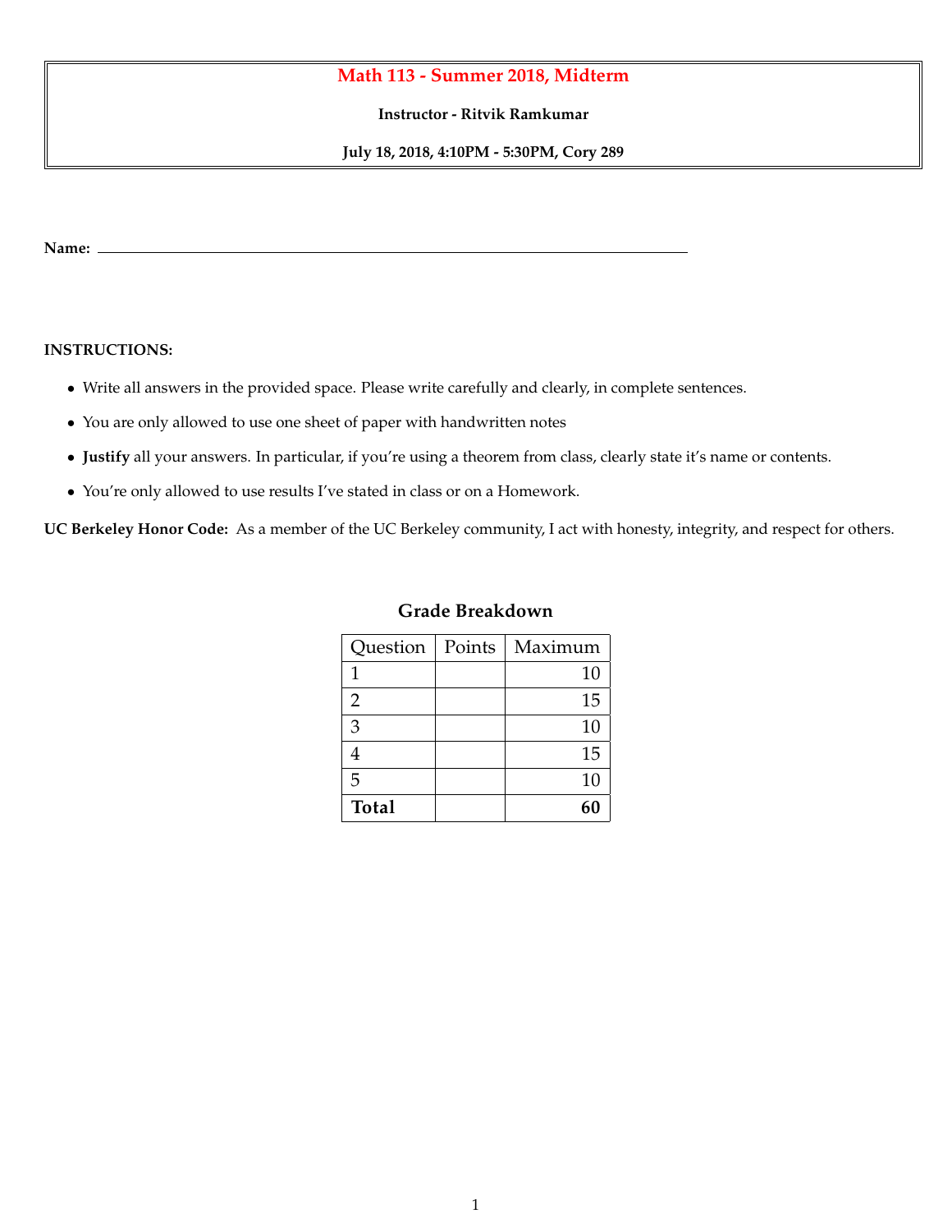# Math 113 - Summer 2018, Midterm

**Instructor - Ritvik Ramkumar**

**July 18, 2018, 4:10PM - 5:30PM, Cory 289**

**Name:** \_\_\_\_\_\_\_\_\_\_\_\_\_\_\_\_\_\_\_\_\_\_\_\_\_\_\_\_\_\_\_\_\_\_\_\_\_\_\_\_\_\_\_\_\_\_\_\_\_\_\_\_

**INSTRUCTIONS:**

- Write all answers in the provided space. Please write carefully and clearly, in complete sentences.
- You are only allowed to use one sheet of paper with handwritten notes
- **Justify** all your answers. In particular, if you're using a theorem from class, clearly state it's name or contents.
- You're only allowed to use results I've stated in class or on a Homework.

**UC Berkeley Honor Code:** As a member of the UC Berkeley community, I act with honesty, integrity, and respect for others.

### Grade Breakdown

| Question | Points | Maximum |
|---|---|---|
| 1 | | 10 |
| 2 | | 15 |
| 3 | | 10 |
| 4 | | 15 |
| 5 | | 10 |
| **Total** | | **60** |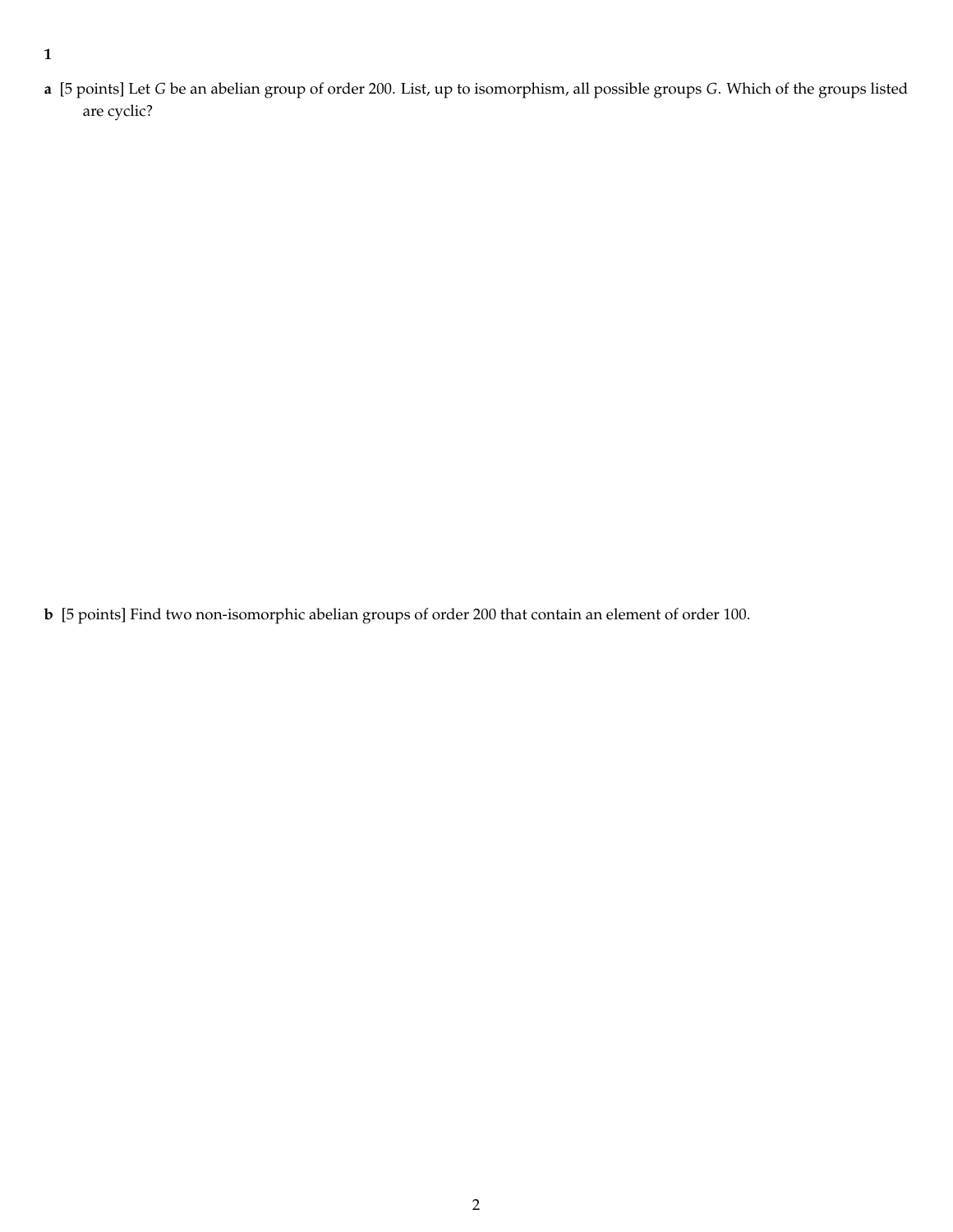**1**

**a** [5 points] Let $G$ be an abelian group of order 200. List, up to isomorphism, all possible groups $G$. Which of the groups listed are cyclic?

**b** [5 points] Find two non-isomorphic abelian groups of order 200 that contain an element of order 100.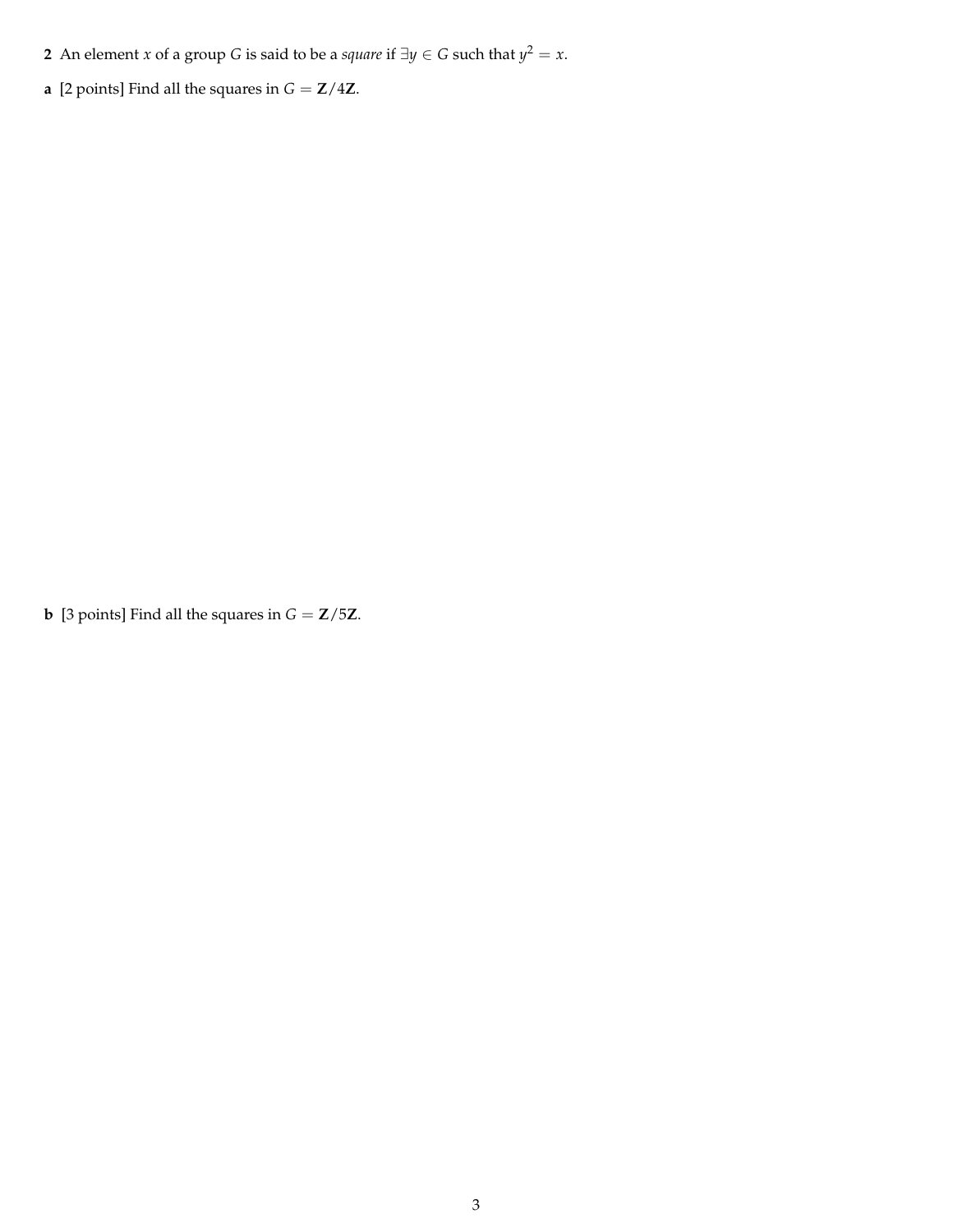**2** An element $x$ of a group $G$ is said to be a *square* if $\exists y \in G$ such that $y^2 = x$.

**a** [2 points] Find all the squares in $G = \mathbf{Z}/4\mathbf{Z}$.

**b** [3 points] Find all the squares in $G = \mathbf{Z}/5\mathbf{Z}$.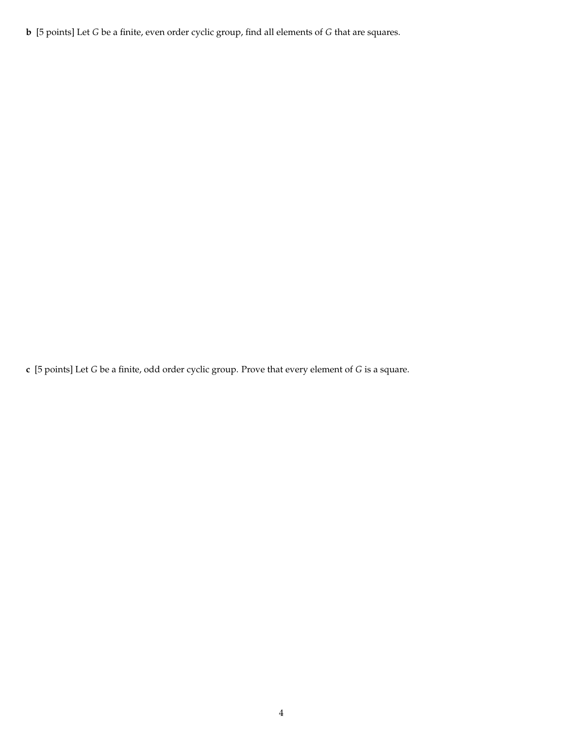**b** [5 points] Let $G$ be a finite, even order cyclic group, find all elements of $G$ that are squares.

**c** [5 points] Let $G$ be a finite, odd order cyclic group. Prove that every element of $G$ is a square.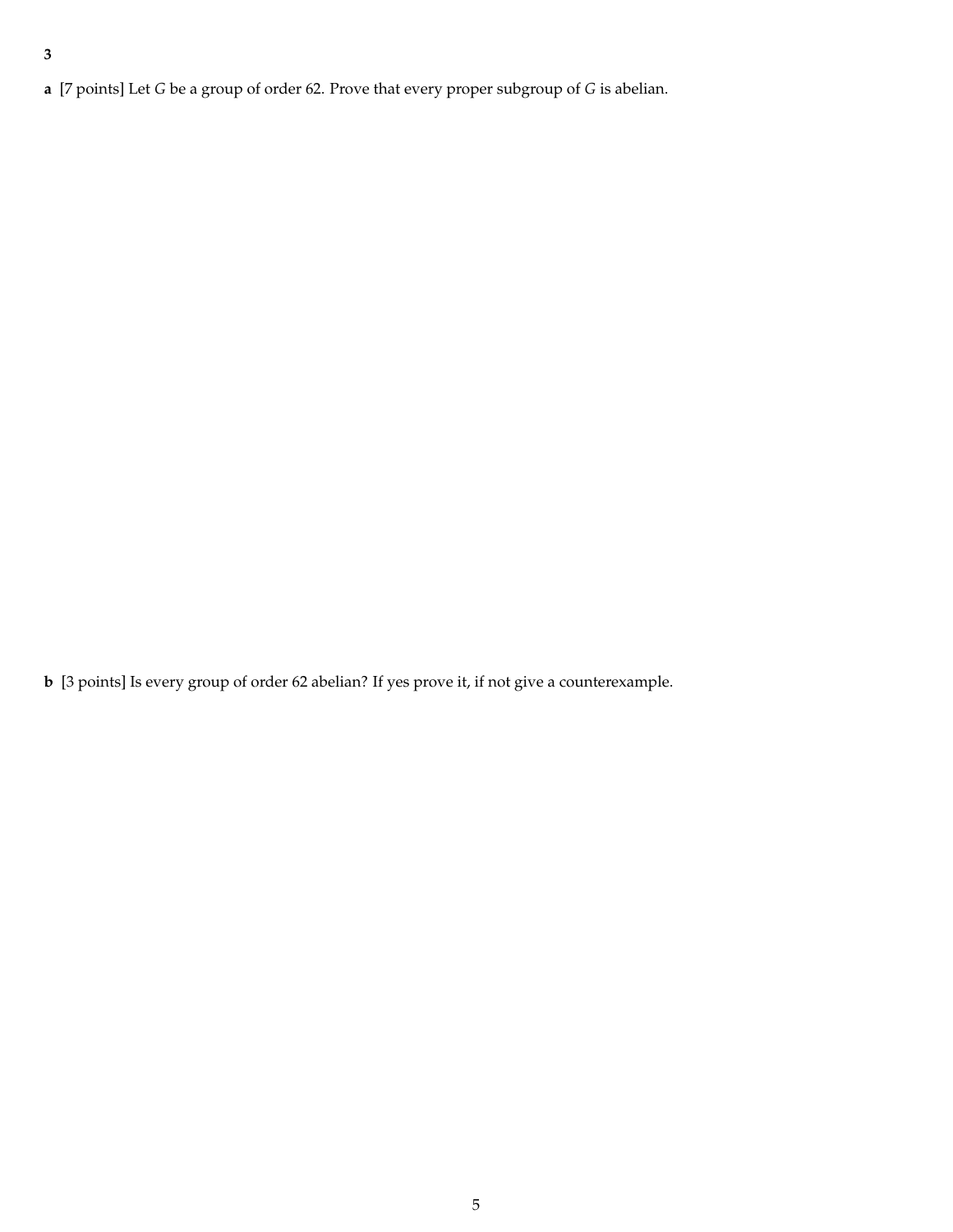**3**

**a** [7 points] Let $G$ be a group of order 62. Prove that every proper subgroup of $G$ is abelian.

**b** [3 points] Is every group of order 62 abelian? If yes prove it, if not give a counterexample.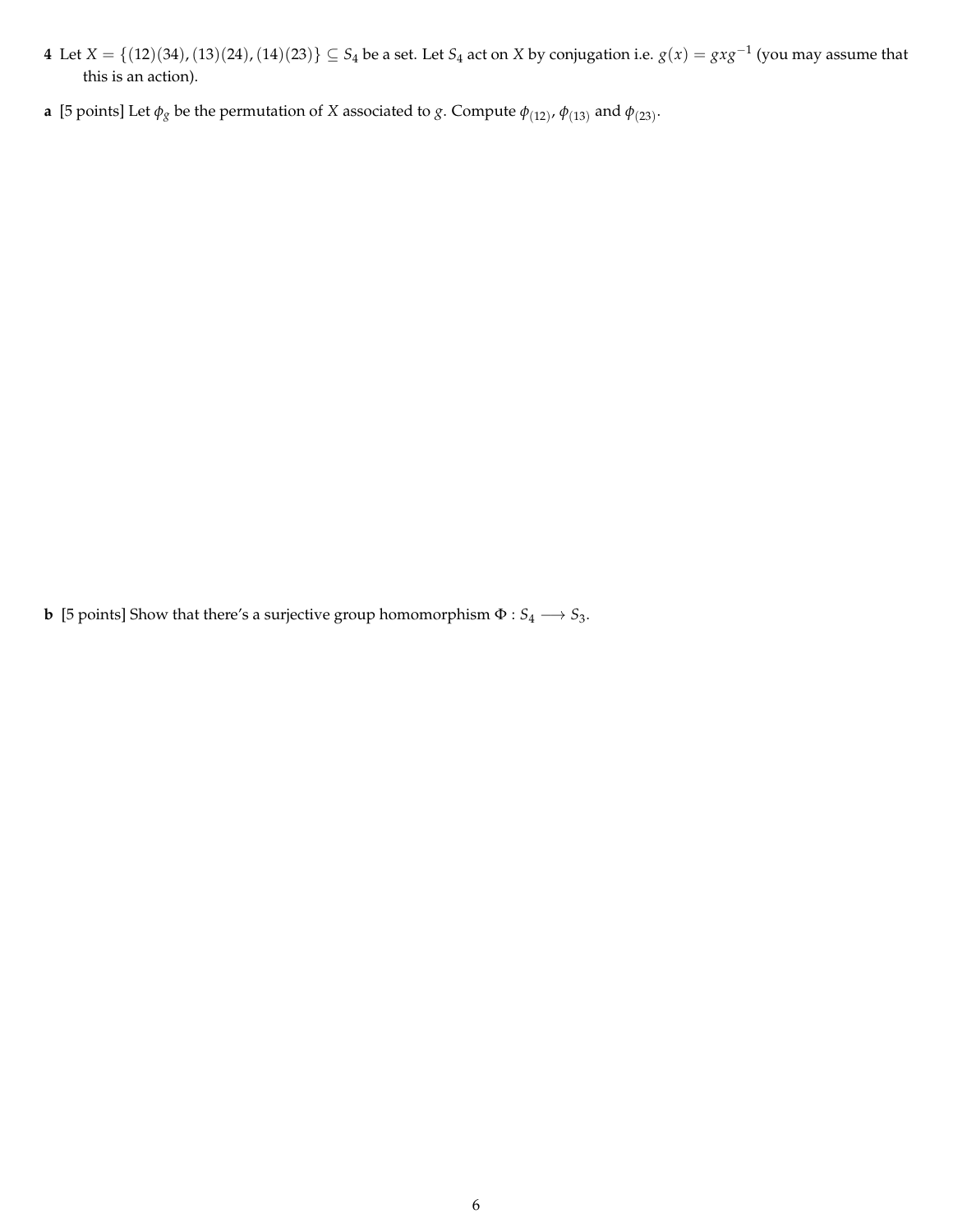**4** Let $X = \{(12)(34), (13)(24), (14)(23)\} \subseteq S_4$ be a set. Let $S_4$ act on $X$ by conjugation i.e. $g(x) = gxg^{-1}$ (you may assume that this is an action).

**a** [5 points] Let $\phi_g$ be the permutation of $X$ associated to $g$. Compute $\phi_{(12)}$, $\phi_{(13)}$ and $\phi_{(23)}$.

**b** [5 points] Show that there's a surjective group homomorphism $\Phi : S_4 \longrightarrow S_3$.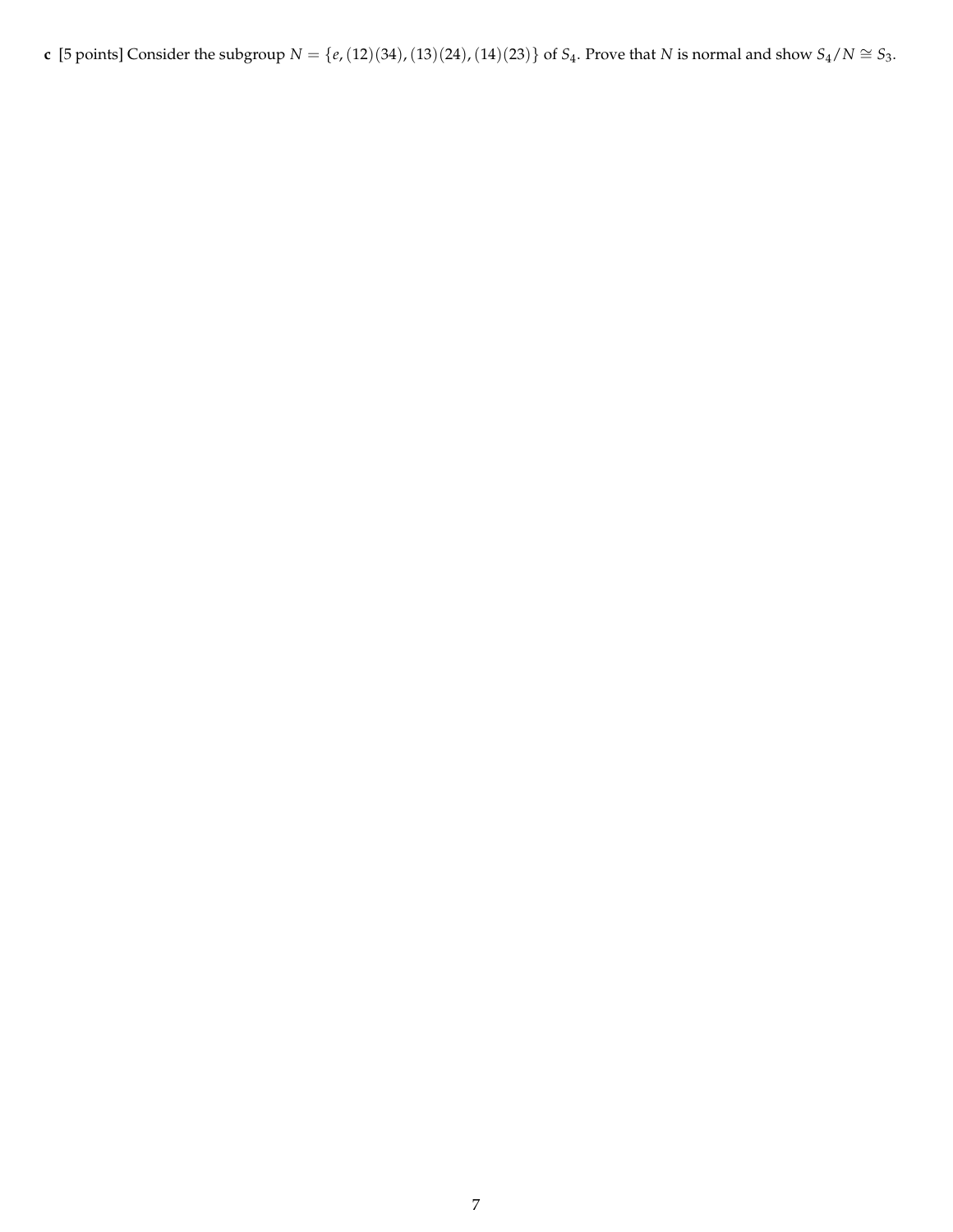**c** [5 points] Consider the subgroup $N = \{e, (12)(34), (13)(24), (14)(23)\}$ of $S_4$. Prove that $N$ is normal and show $S_4/N \cong S_3$.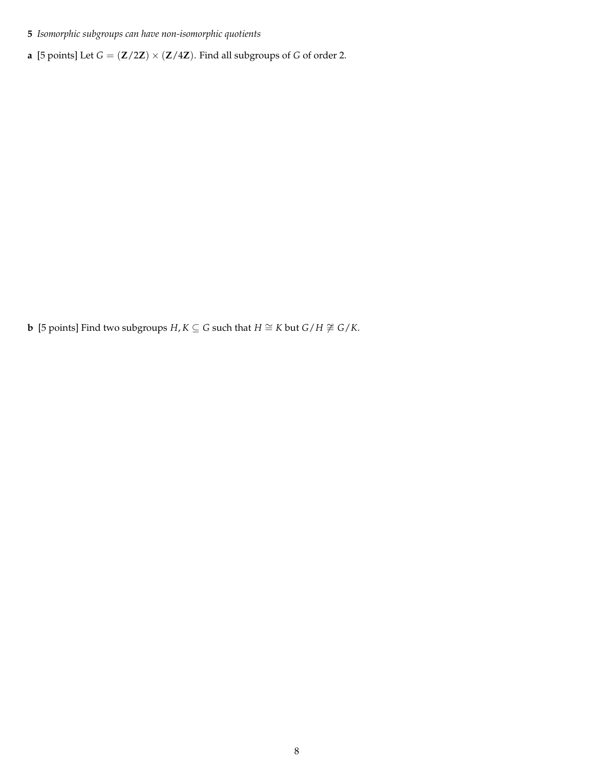**5** *Isomorphic subgroups can have non-isomorphic quotients*

**a** [5 points] Let $G = (\mathbf{Z}/2\mathbf{Z}) \times (\mathbf{Z}/4\mathbf{Z})$. Find all subgroups of $G$ of order 2.

**b** [5 points] Find two subgroups $H, K \subseteq G$ such that $H \cong K$ but $G/H \not\cong G/K$.